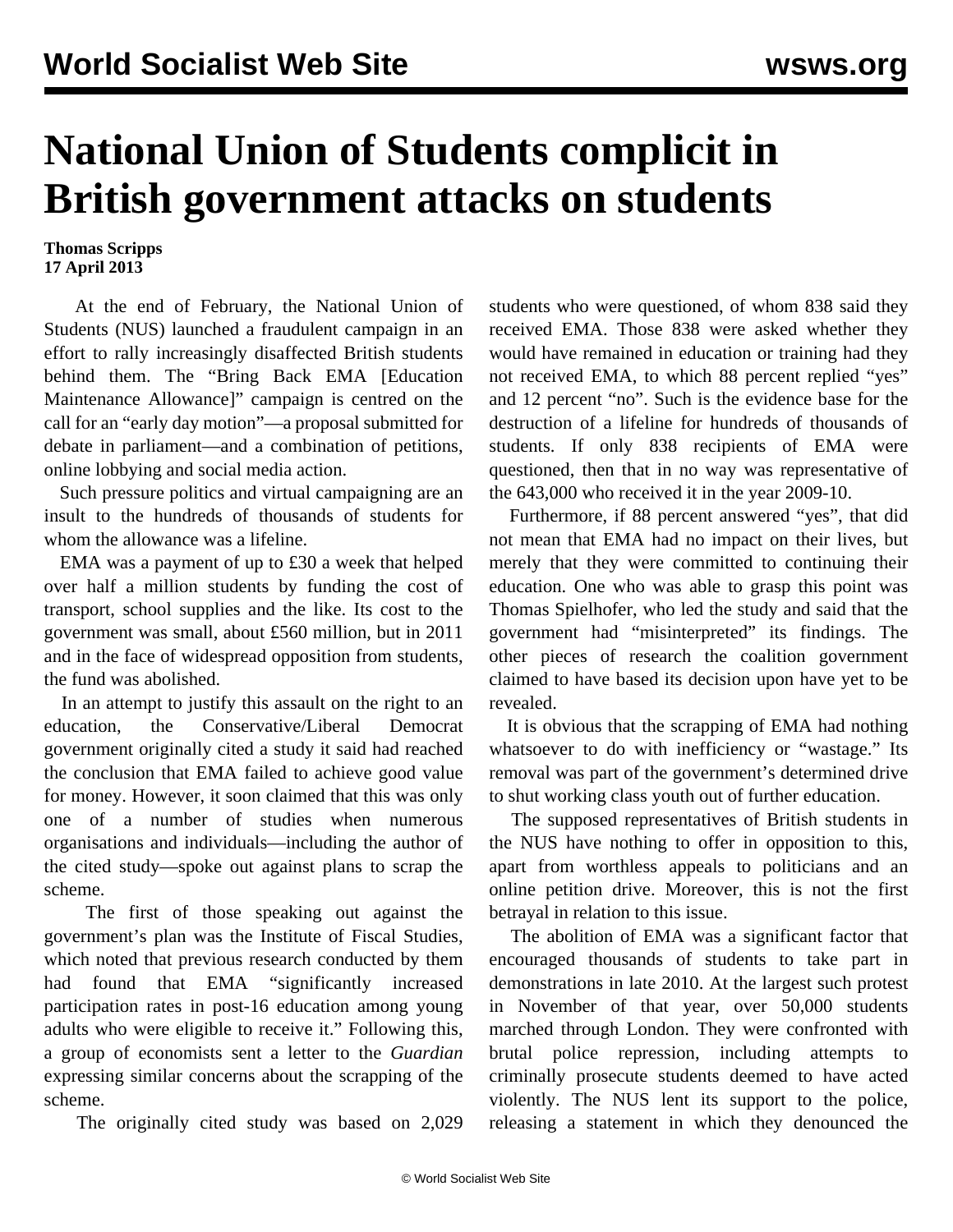# National Union of Students complicit in British government attacks on students

**Thomas Scripps**
**17 April 2013**

At the end of February, the National Union of Students (NUS) launched a fraudulent campaign in an effort to rally increasingly disaffected British students behind them. The "Bring Back EMA [Education Maintenance Allowance]" campaign is centred on the call for an "early day motion"—a proposal submitted for debate in parliament—and a combination of petitions, online lobbying and social media action.

Such pressure politics and virtual campaigning are an insult to the hundreds of thousands of students for whom the allowance was a lifeline.

EMA was a payment of up to £30 a week that helped over half a million students by funding the cost of transport, school supplies and the like. Its cost to the government was small, about £560 million, but in 2011 and in the face of widespread opposition from students, the fund was abolished.

In an attempt to justify this assault on the right to an education, the Conservative/Liberal Democrat government originally cited a study it said had reached the conclusion that EMA failed to achieve good value for money. However, it soon claimed that this was only one of a number of studies when numerous organisations and individuals—including the author of the cited study—spoke out against plans to scrap the scheme.

The first of those speaking out against the government's plan was the Institute of Fiscal Studies, which noted that previous research conducted by them had found that EMA "significantly increased participation rates in post-16 education among young adults who were eligible to receive it." Following this, a group of economists sent a letter to the *Guardian* expressing similar concerns about the scrapping of the scheme.

The originally cited study was based on 2,029 students who were questioned, of whom 838 said they received EMA. Those 838 were asked whether they would have remained in education or training had they not received EMA, to which 88 percent replied "yes" and 12 percent "no". Such is the evidence base for the destruction of a lifeline for hundreds of thousands of students. If only 838 recipients of EMA were questioned, then that in no way was representative of the 643,000 who received it in the year 2009-10.

Furthermore, if 88 percent answered "yes", that did not mean that EMA had no impact on their lives, but merely that they were committed to continuing their education. One who was able to grasp this point was Thomas Spielhofer, who led the study and said that the government had "misinterpreted" its findings. The other pieces of research the coalition government claimed to have based its decision upon have yet to be revealed.

It is obvious that the scrapping of EMA had nothing whatsoever to do with inefficiency or "wastage." Its removal was part of the government's determined drive to shut working class youth out of further education.

The supposed representatives of British students in the NUS have nothing to offer in opposition to this, apart from worthless appeals to politicians and an online petition drive. Moreover, this is not the first betrayal in relation to this issue.

The abolition of EMA was a significant factor that encouraged thousands of students to take part in demonstrations in late 2010. At the largest such protest in November of that year, over 50,000 students marched through London. They were confronted with brutal police repression, including attempts to criminally prosecute students deemed to have acted violently. The NUS lent its support to the police, releasing a statement in which they denounced the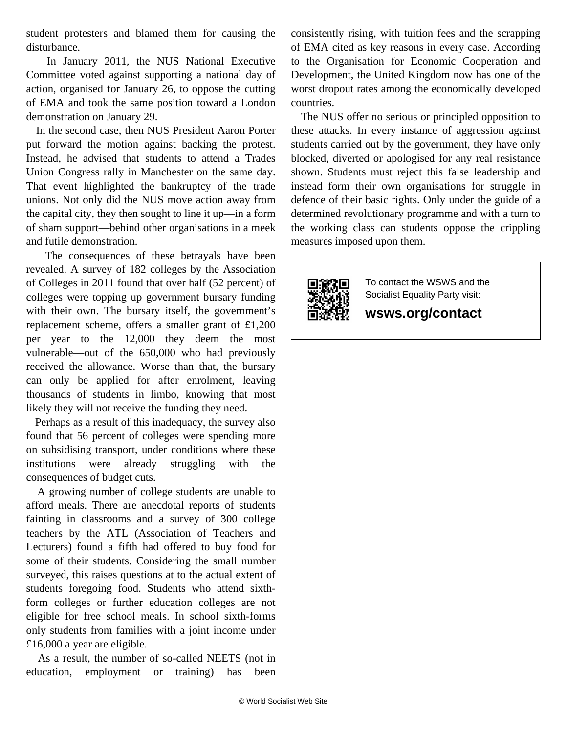student protesters and blamed them for causing the disturbance.

In January 2011, the NUS National Executive Committee voted against supporting a national day of action, organised for January 26, to oppose the cutting of EMA and took the same position toward a London demonstration on January 29.

In the second case, then NUS President Aaron Porter put forward the motion against backing the protest. Instead, he advised that students to attend a Trades Union Congress rally in Manchester on the same day. That event highlighted the bankruptcy of the trade unions. Not only did the NUS move action away from the capital city, they then sought to line it up—in a form of sham support—behind other organisations in a meek and futile demonstration.

The consequences of these betrayals have been revealed. A survey of 182 colleges by the Association of Colleges in 2011 found that over half (52 percent) of colleges were topping up government bursary funding with their own. The bursary itself, the government's replacement scheme, offers a smaller grant of £1,200 per year to the 12,000 they deem the most vulnerable—out of the 650,000 who had previously received the allowance. Worse than that, the bursary can only be applied for after enrolment, leaving thousands of students in limbo, knowing that most likely they will not receive the funding they need.

Perhaps as a result of this inadequacy, the survey also found that 56 percent of colleges were spending more on subsidising transport, under conditions where these institutions were already struggling with the consequences of budget cuts.

A growing number of college students are unable to afford meals. There are anecdotal reports of students fainting in classrooms and a survey of 300 college teachers by the ATL (Association of Teachers and Lecturers) found a fifth had offered to buy food for some of their students. Considering the small number surveyed, this raises questions at to the actual extent of students foregoing food. Students who attend sixth-form colleges or further education colleges are not eligible for free school meals. In school sixth-forms only students from families with a joint income under £16,000 a year are eligible.

As a result, the number of so-called NEETS (not in education, employment or training) has been consistently rising, with tuition fees and the scrapping of EMA cited as key reasons in every case. According to the Organisation for Economic Cooperation and Development, the United Kingdom now has one of the worst dropout rates among the economically developed countries.

The NUS offer no serious or principled opposition to these attacks. In every instance of aggression against students carried out by the government, they have only blocked, diverted or apologised for any real resistance shown. Students must reject this false leadership and instead form their own organisations for struggle in defence of their basic rights. Only under the guide of a determined revolutionary programme and with a turn to the working class can students oppose the crippling measures imposed upon them.

To contact the WSWS and the Socialist Equality Party visit:

**wsws.org/contact**